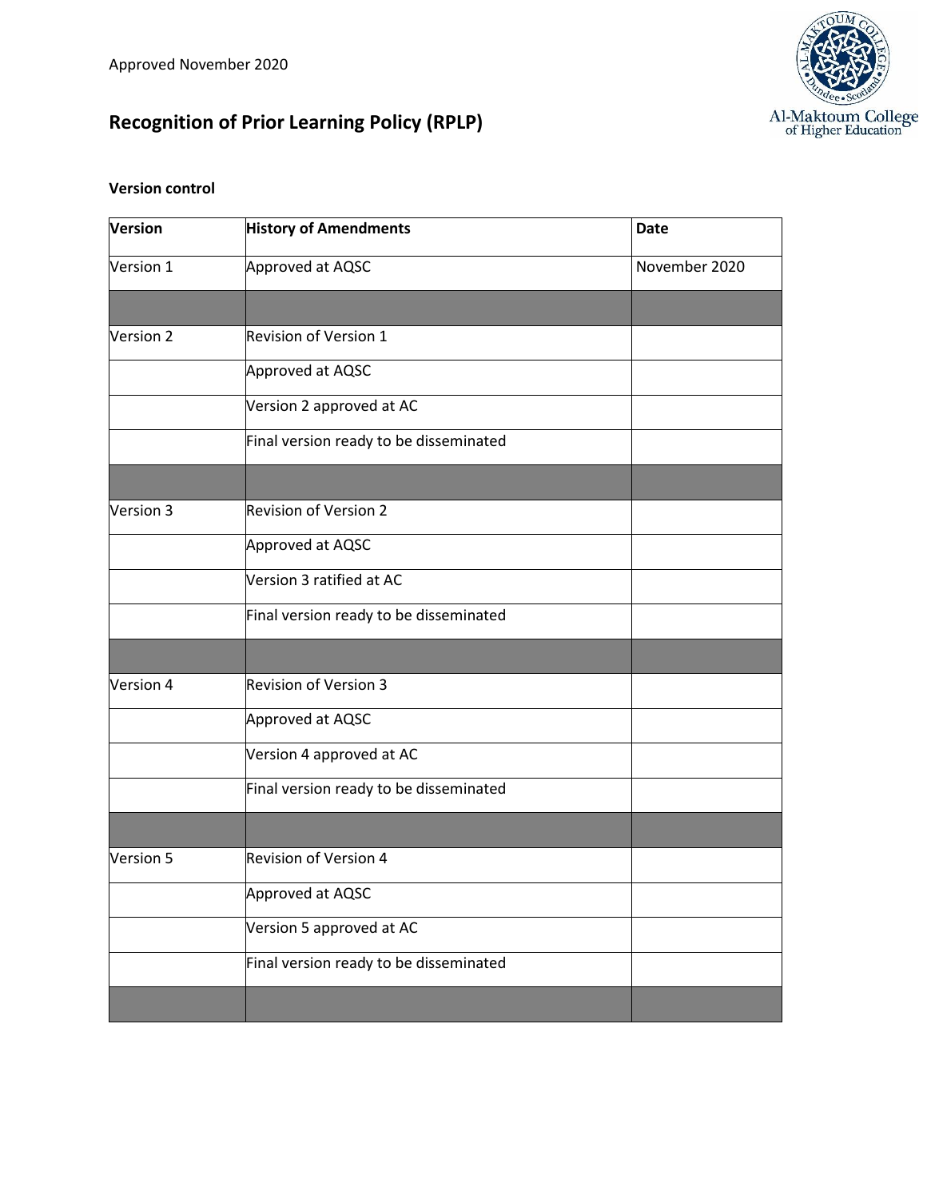Approved November 2020

# Recognition of Prior Learning Policy (RPLP)

**Version control**

| Version | History of Amendments | Date |
|---|---|---|
| Version 1 | Approved at AQSC | November 2020 |
| | | |
| Version 2 | Revision of Version 1 | |
| | Approved at AQSC | |
| | Version 2 approved at AC | |
| | Final version ready to be disseminated | |
| | | |
| Version 3 | Revision of Version 2 | |
| | Approved at AQSC | |
| | Version 3 ratified at AC | |
| | Final version ready to be disseminated | |
| | | |
| Version 4 | Revision of Version 3 | |
| | Approved at AQSC | |
| | Version 4 approved at AC | |
| | Final version ready to be disseminated | |
| | | |
| Version 5 | Revision of Version 4 | |
| | Approved at AQSC | |
| | Version 5 approved at AC | |
| | Final version ready to be disseminated | |
| | | |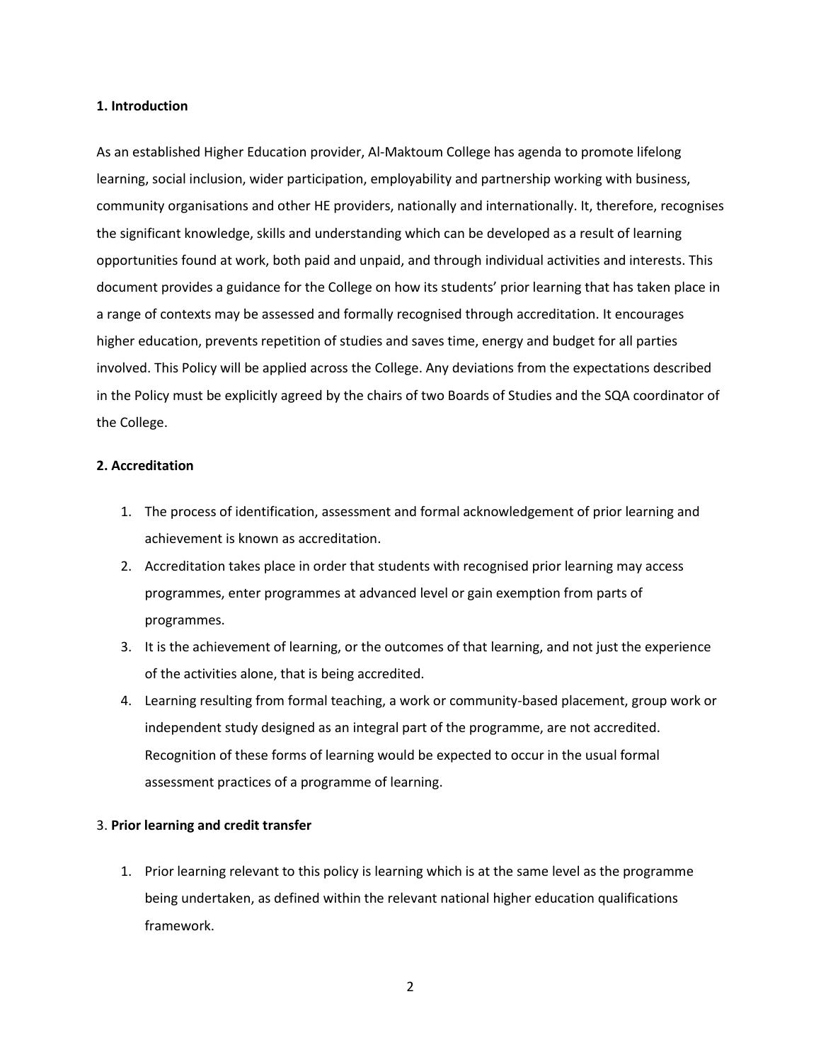## 1. Introduction

As an established Higher Education provider, Al-Maktoum College has agenda to promote lifelong learning, social inclusion, wider participation, employability and partnership working with business, community organisations and other HE providers, nationally and internationally. It, therefore, recognises the significant knowledge, skills and understanding which can be developed as a result of learning opportunities found at work, both paid and unpaid, and through individual activities and interests. This document provides a guidance for the College on how its students' prior learning that has taken place in a range of contexts may be assessed and formally recognised through accreditation. It encourages higher education, prevents repetition of studies and saves time, energy and budget for all parties involved. This Policy will be applied across the College. Any deviations from the expectations described in the Policy must be explicitly agreed by the chairs of two Boards of Studies and the SQA coordinator of the College.

## 2. Accreditation

1. The process of identification, assessment and formal acknowledgement of prior learning and achievement is known as accreditation.
2. Accreditation takes place in order that students with recognised prior learning may access programmes, enter programmes at advanced level or gain exemption from parts of programmes.
3. It is the achievement of learning, or the outcomes of that learning, and not just the experience of the activities alone, that is being accredited.
4. Learning resulting from formal teaching, a work or community-based placement, group work or independent study designed as an integral part of the programme, are not accredited. Recognition of these forms of learning would be expected to occur in the usual formal assessment practices of a programme of learning.

## 3. Prior learning and credit transfer

1. Prior learning relevant to this policy is learning which is at the same level as the programme being undertaken, as defined within the relevant national higher education qualifications framework.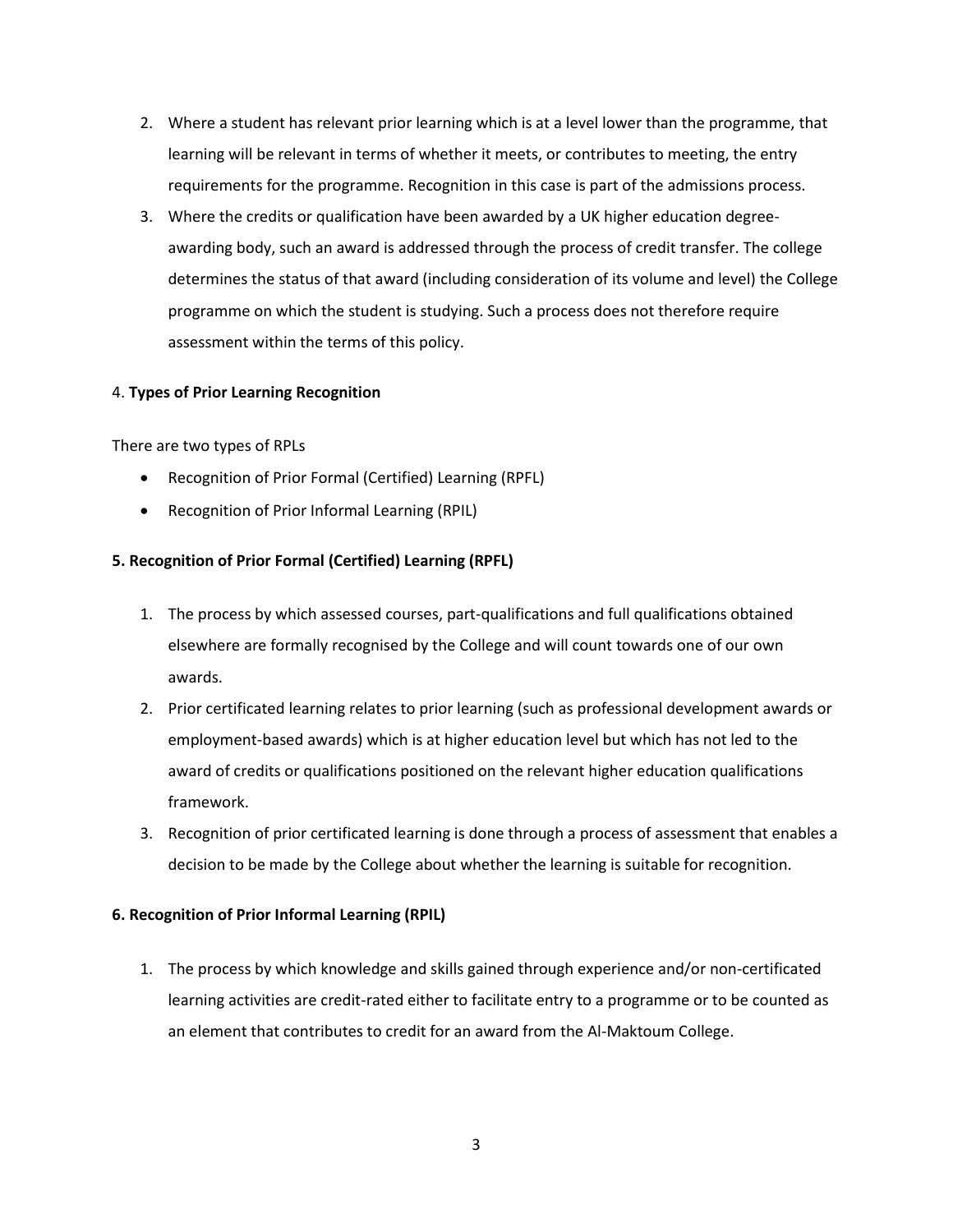2. Where a student has relevant prior learning which is at a level lower than the programme, that learning will be relevant in terms of whether it meets, or contributes to meeting, the entry requirements for the programme. Recognition in this case is part of the admissions process.
3. Where the credits or qualification have been awarded by a UK higher education degree-awarding body, such an award is addressed through the process of credit transfer. The college determines the status of that award (including consideration of its volume and level) the College programme on which the student is studying. Such a process does not therefore require assessment within the terms of this policy.

4. **Types of Prior Learning Recognition**

There are two types of RPLs

- Recognition of Prior Formal (Certified) Learning (RPFL)
- Recognition of Prior Informal Learning (RPIL)

**5. Recognition of Prior Formal (Certified) Learning (RPFL)**

1. The process by which assessed courses, part-qualifications and full qualifications obtained elsewhere are formally recognised by the College and will count towards one of our own awards.
2. Prior certificated learning relates to prior learning (such as professional development awards or employment-based awards) which is at higher education level but which has not led to the award of credits or qualifications positioned on the relevant higher education qualifications framework.
3. Recognition of prior certificated learning is done through a process of assessment that enables a decision to be made by the College about whether the learning is suitable for recognition.

**6. Recognition of Prior Informal Learning (RPIL)**

1. The process by which knowledge and skills gained through experience and/or non-certificated learning activities are credit-rated either to facilitate entry to a programme or to be counted as an element that contributes to credit for an award from the Al-Maktoum College.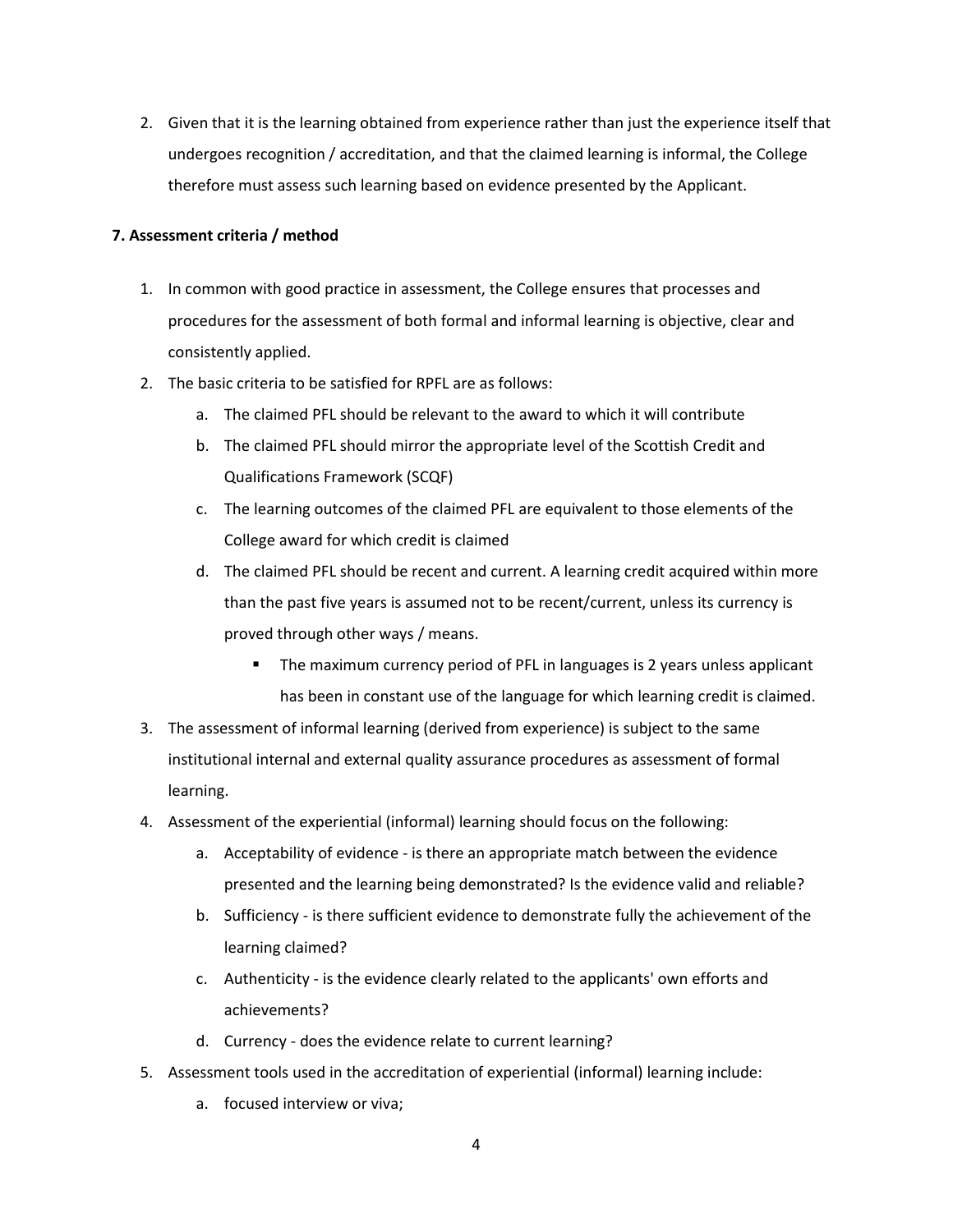2. Given that it is the learning obtained from experience rather than just the experience itself that undergoes recognition / accreditation, and that the claimed learning is informal, the College therefore must assess such learning based on evidence presented by the Applicant.

**7. Assessment criteria / method**

1. In common with good practice in assessment, the College ensures that processes and procedures for the assessment of both formal and informal learning is objective, clear and consistently applied.
2. The basic criteria to be satisfied for RPFL are as follows:
    a. The claimed PFL should be relevant to the award to which it will contribute
    b. The claimed PFL should mirror the appropriate level of the Scottish Credit and Qualifications Framework (SCQF)
    c. The learning outcomes of the claimed PFL are equivalent to those elements of the College award for which credit is claimed
    d. The claimed PFL should be recent and current. A learning credit acquired within more than the past five years is assumed not to be recent/current, unless its currency is proved through other ways / means.
        - The maximum currency period of PFL in languages is 2 years unless applicant has been in constant use of the language for which learning credit is claimed.
3. The assessment of informal learning (derived from experience) is subject to the same institutional internal and external quality assurance procedures as assessment of formal learning.
4. Assessment of the experiential (informal) learning should focus on the following:
    a. Acceptability of evidence - is there an appropriate match between the evidence presented and the learning being demonstrated? Is the evidence valid and reliable?
    b. Sufficiency - is there sufficient evidence to demonstrate fully the achievement of the learning claimed?
    c. Authenticity - is the evidence clearly related to the applicants' own efforts and achievements?
    d. Currency - does the evidence relate to current learning?
5. Assessment tools used in the accreditation of experiential (informal) learning include:
    a. focused interview or viva;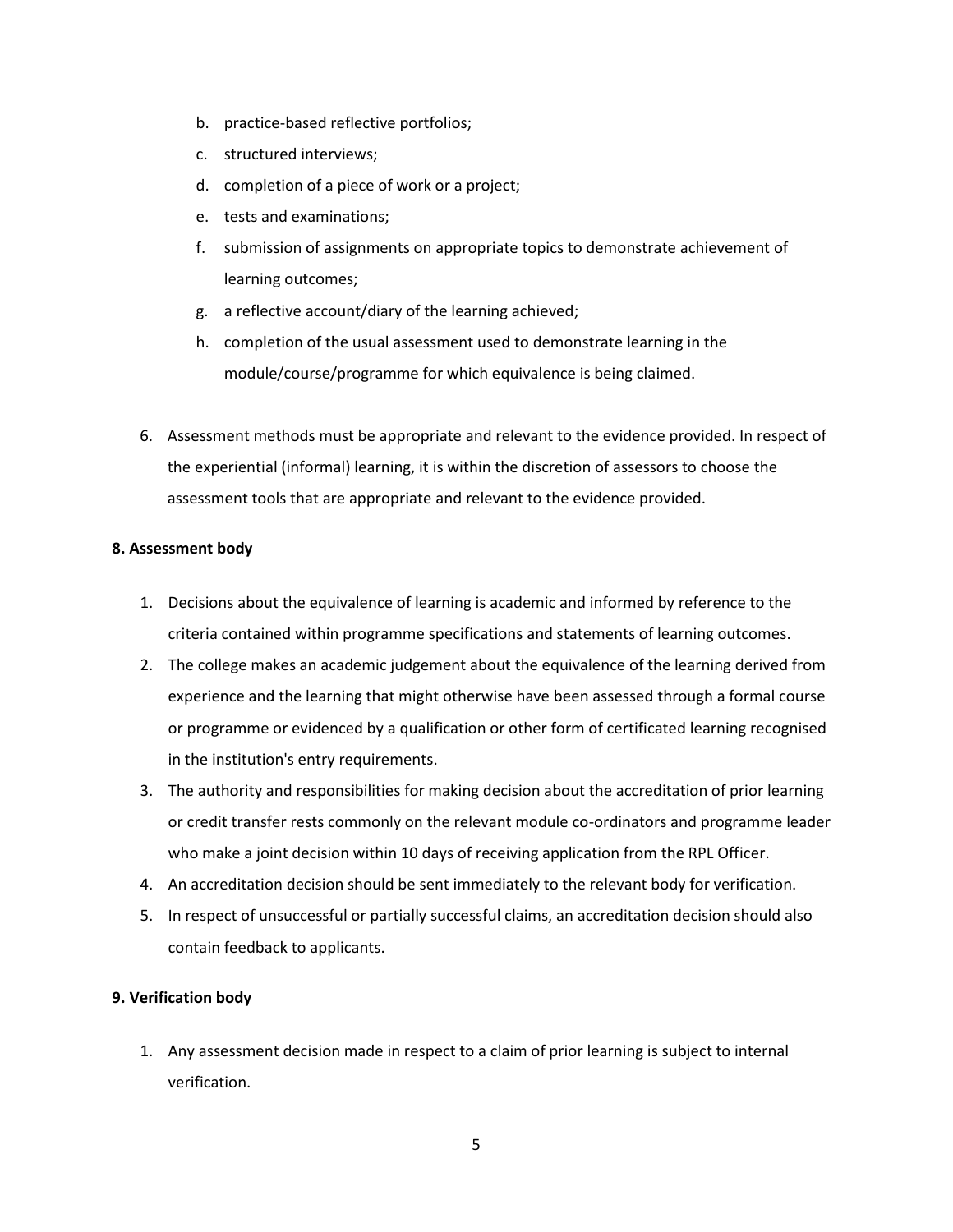b. practice-based reflective portfolios;
c. structured interviews;
d. completion of a piece of work or a project;
e. tests and examinations;
f. submission of assignments on appropriate topics to demonstrate achievement of learning outcomes;
g. a reflective account/diary of the learning achieved;
h. completion of the usual assessment used to demonstrate learning in the module/course/programme for which equivalence is being claimed.

6. Assessment methods must be appropriate and relevant to the evidence provided. In respect of the experiential (informal) learning, it is within the discretion of assessors to choose the assessment tools that are appropriate and relevant to the evidence provided.

**8. Assessment body**

1. Decisions about the equivalence of learning is academic and informed by reference to the criteria contained within programme specifications and statements of learning outcomes.
2. The college makes an academic judgement about the equivalence of the learning derived from experience and the learning that might otherwise have been assessed through a formal course or programme or evidenced by a qualification or other form of certificated learning recognised in the institution's entry requirements.
3. The authority and responsibilities for making decision about the accreditation of prior learning or credit transfer rests commonly on the relevant module co-ordinators and programme leader who make a joint decision within 10 days of receiving application from the RPL Officer.
4. An accreditation decision should be sent immediately to the relevant body for verification.
5. In respect of unsuccessful or partially successful claims, an accreditation decision should also contain feedback to applicants.

**9. Verification body**

1. Any assessment decision made in respect to a claim of prior learning is subject to internal verification.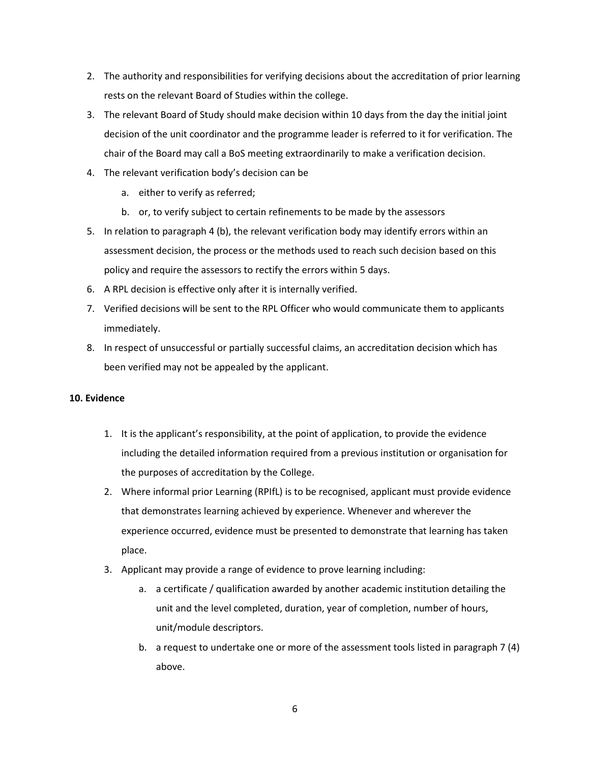2. The authority and responsibilities for verifying decisions about the accreditation of prior learning rests on the relevant Board of Studies within the college.
3. The relevant Board of Study should make decision within 10 days from the day the initial joint decision of the unit coordinator and the programme leader is referred to it for verification. The chair of the Board may call a BoS meeting extraordinarily to make a verification decision.
4. The relevant verification body's decision can be
   a. either to verify as referred;
   b. or, to verify subject to certain refinements to be made by the assessors
5. In relation to paragraph 4 (b), the relevant verification body may identify errors within an assessment decision, the process or the methods used to reach such decision based on this policy and require the assessors to rectify the errors within 5 days.
6. A RPL decision is effective only after it is internally verified.
7. Verified decisions will be sent to the RPL Officer who would communicate them to applicants immediately.
8. In respect of unsuccessful or partially successful claims, an accreditation decision which has been verified may not be appealed by the applicant.

**10. Evidence**

1. It is the applicant's responsibility, at the point of application, to provide the evidence including the detailed information required from a previous institution or organisation for the purposes of accreditation by the College.
2. Where informal prior Learning (RPIfL) is to be recognised, applicant must provide evidence that demonstrates learning achieved by experience. Whenever and wherever the experience occurred, evidence must be presented to demonstrate that learning has taken place.
3. Applicant may provide a range of evidence to prove learning including:
   a. a certificate / qualification awarded by another academic institution detailing the unit and the level completed, duration, year of completion, number of hours, unit/module descriptors.
   b. a request to undertake one or more of the assessment tools listed in paragraph 7 (4) above.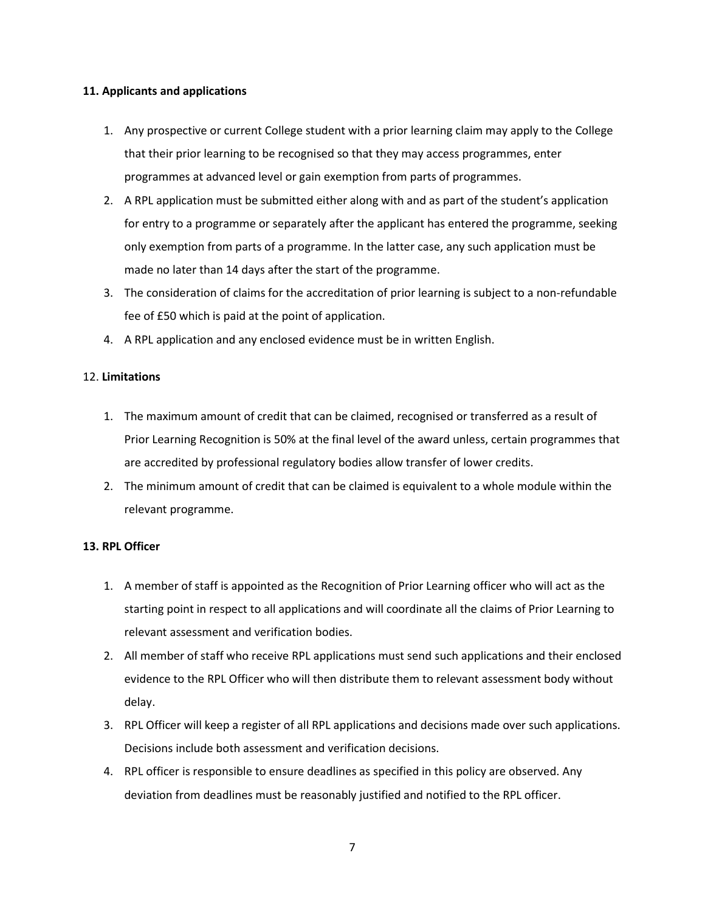**11. Applicants and applications**

1. Any prospective or current College student with a prior learning claim may apply to the College that their prior learning to be recognised so that they may access programmes, enter programmes at advanced level or gain exemption from parts of programmes.
2. A RPL application must be submitted either along with and as part of the student's application for entry to a programme or separately after the applicant has entered the programme, seeking only exemption from parts of a programme. In the latter case, any such application must be made no later than 14 days after the start of the programme.
3. The consideration of claims for the accreditation of prior learning is subject to a non-refundable fee of £50 which is paid at the point of application.
4. A RPL application and any enclosed evidence must be in written English.

12. **Limitations**

1. The maximum amount of credit that can be claimed, recognised or transferred as a result of Prior Learning Recognition is 50% at the final level of the award unless, certain programmes that are accredited by professional regulatory bodies allow transfer of lower credits.
2. The minimum amount of credit that can be claimed is equivalent to a whole module within the relevant programme.

**13. RPL Officer**

1. A member of staff is appointed as the Recognition of Prior Learning officer who will act as the starting point in respect to all applications and will coordinate all the claims of Prior Learning to relevant assessment and verification bodies.
2. All member of staff who receive RPL applications must send such applications and their enclosed evidence to the RPL Officer who will then distribute them to relevant assessment body without delay.
3. RPL Officer will keep a register of all RPL applications and decisions made over such applications. Decisions include both assessment and verification decisions.
4. RPL officer is responsible to ensure deadlines as specified in this policy are observed. Any deviation from deadlines must be reasonably justified and notified to the RPL officer.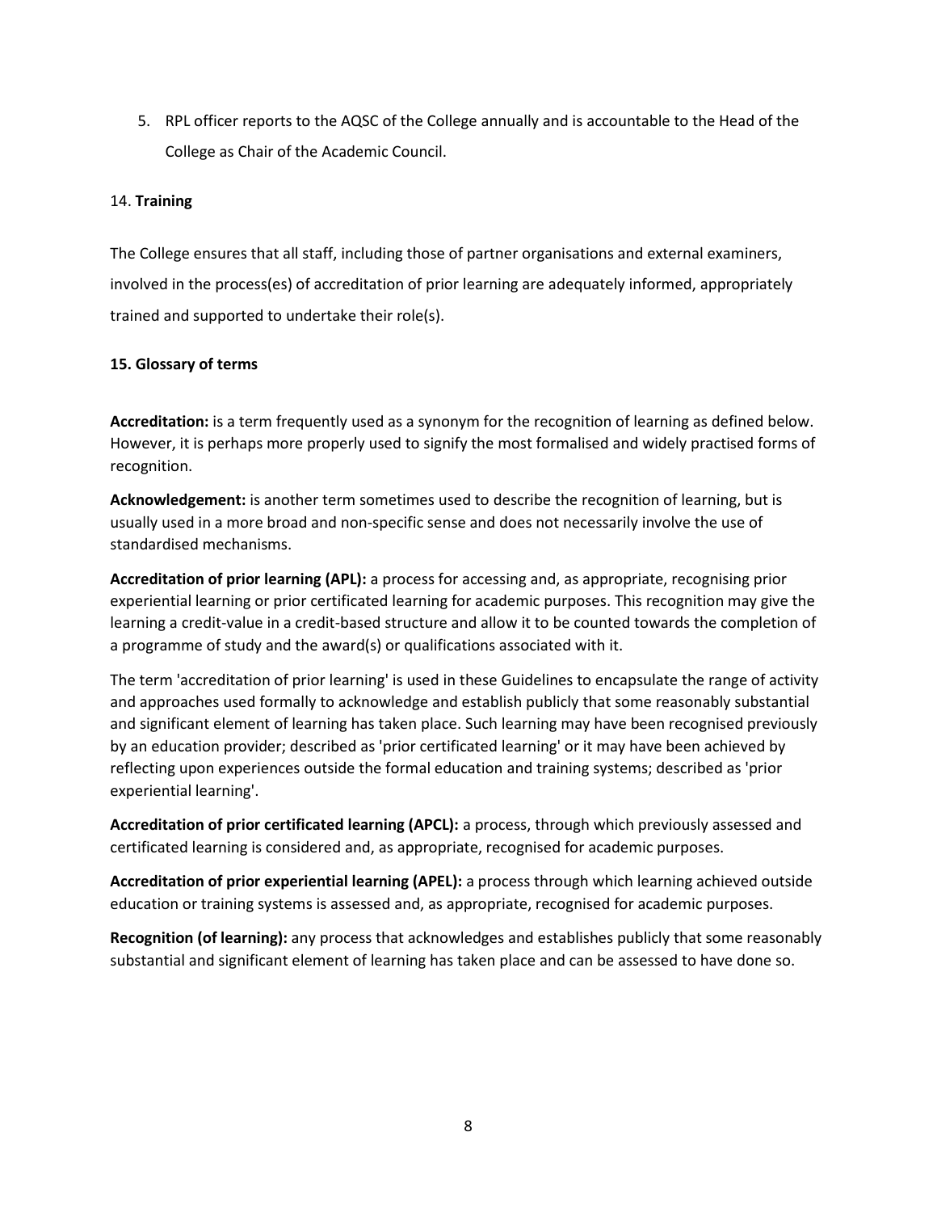5. RPL officer reports to the AQSC of the College annually and is accountable to the Head of the College as Chair of the Academic Council.

14. **Training**

The College ensures that all staff, including those of partner organisations and external examiners, involved in the process(es) of accreditation of prior learning are adequately informed, appropriately trained and supported to undertake their role(s).

**15. Glossary of terms**

**Accreditation:** is a term frequently used as a synonym for the recognition of learning as defined below. However, it is perhaps more properly used to signify the most formalised and widely practised forms of recognition.

**Acknowledgement:** is another term sometimes used to describe the recognition of learning, but is usually used in a more broad and non-specific sense and does not necessarily involve the use of standardised mechanisms.

**Accreditation of prior learning (APL):** a process for accessing and, as appropriate, recognising prior experiential learning or prior certificated learning for academic purposes. This recognition may give the learning a credit-value in a credit-based structure and allow it to be counted towards the completion of a programme of study and the award(s) or qualifications associated with it.

The term 'accreditation of prior learning' is used in these Guidelines to encapsulate the range of activity and approaches used formally to acknowledge and establish publicly that some reasonably substantial and significant element of learning has taken place. Such learning may have been recognised previously by an education provider; described as 'prior certificated learning' or it may have been achieved by reflecting upon experiences outside the formal education and training systems; described as 'prior experiential learning'.

**Accreditation of prior certificated learning (APCL):** a process, through which previously assessed and certificated learning is considered and, as appropriate, recognised for academic purposes.

**Accreditation of prior experiential learning (APEL):** a process through which learning achieved outside education or training systems is assessed and, as appropriate, recognised for academic purposes.

**Recognition (of learning):** any process that acknowledges and establishes publicly that some reasonably substantial and significant element of learning has taken place and can be assessed to have done so.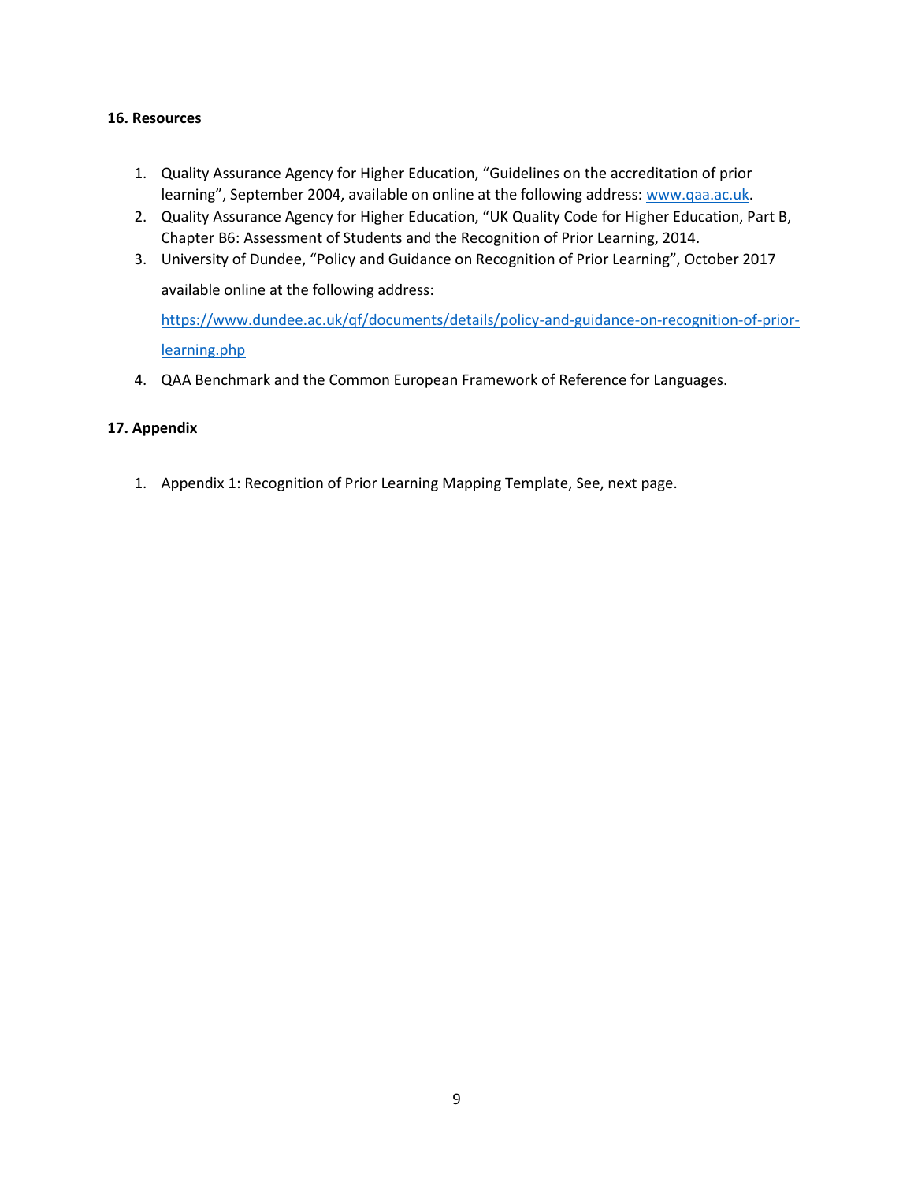**16. Resources**

1. Quality Assurance Agency for Higher Education, "Guidelines on the accreditation of prior learning", September 2004, available on online at the following address: [www.qaa.ac.uk](http://www.qaa.ac.uk).
2. Quality Assurance Agency for Higher Education, "UK Quality Code for Higher Education, Part B, Chapter B6: Assessment of Students and the Recognition of Prior Learning, 2014.
3. University of Dundee, "Policy and Guidance on Recognition of Prior Learning", October 2017 available online at the following address: [https://www.dundee.ac.uk/qf/documents/details/policy-and-guidance-on-recognition-of-prior-learning.php](https://www.dundee.ac.uk/qf/documents/details/policy-and-guidance-on-recognition-of-prior-learning.php)
4. QAA Benchmark and the Common European Framework of Reference for Languages.

**17. Appendix**

1. Appendix 1: Recognition of Prior Learning Mapping Template, See, next page.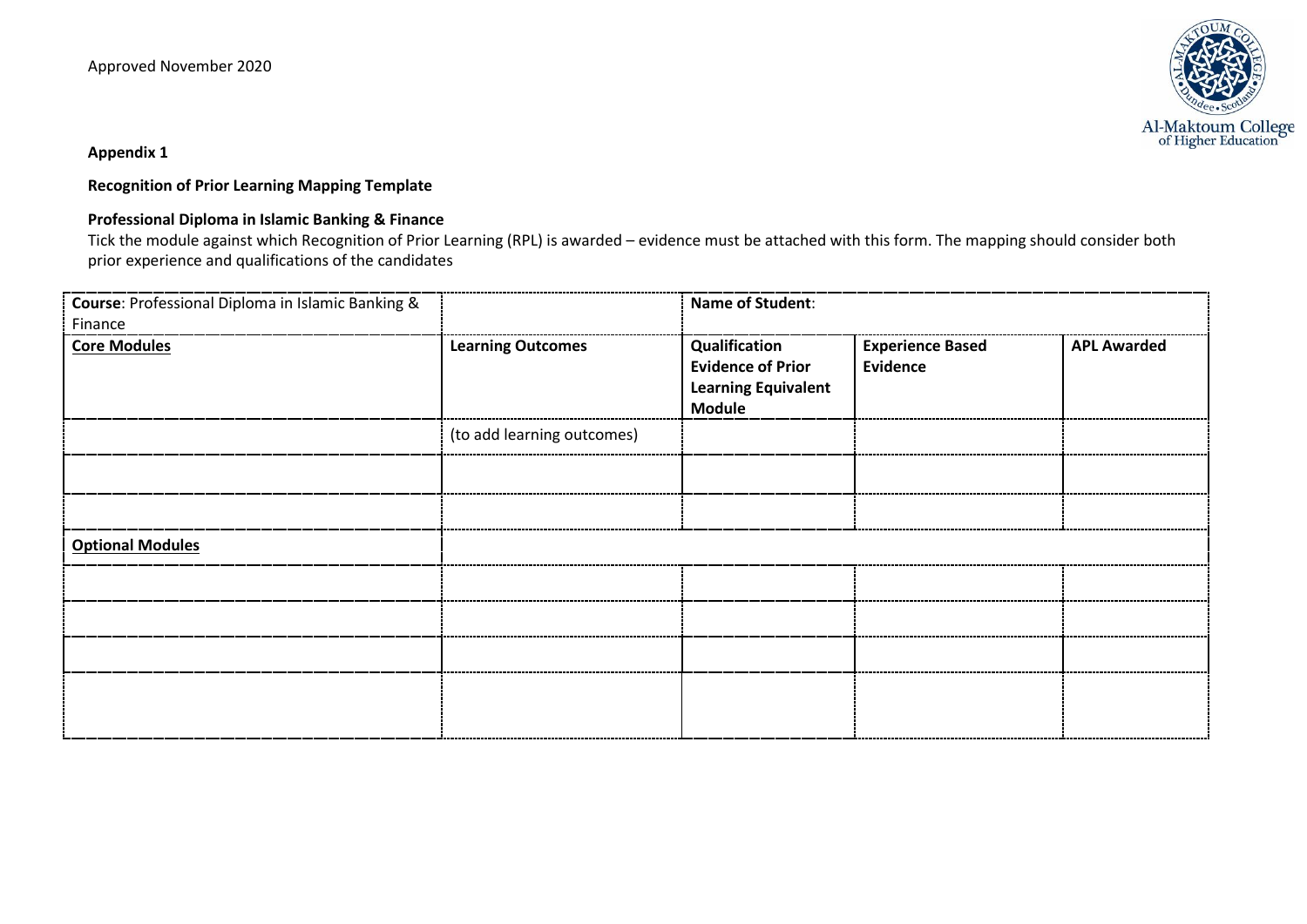Approved November 2020

**Appendix 1**

**Recognition of Prior Learning Mapping Template**

**Professional Diploma in Islamic Banking & Finance**

Tick the module against which Recognition of Prior Learning (RPL) is awarded – evidence must be attached with this form. The mapping should consider both prior experience and qualifications of the candidates

| **Course**: Professional Diploma in Islamic Banking & Finance | | **Name of Student**: | | |
|---|---|---|---|---|
| **Core Modules** | **Learning Outcomes** | **Qualification Evidence of Prior Learning Equivalent Module** | **Experience Based Evidence** | **APL Awarded** |
| | (to add learning outcomes) | | | |
| | | | | |
| | | | | |
| **Optional Modules** | | | | |
| | | | | |
| | | | | |
| | | | | |
| | | | | |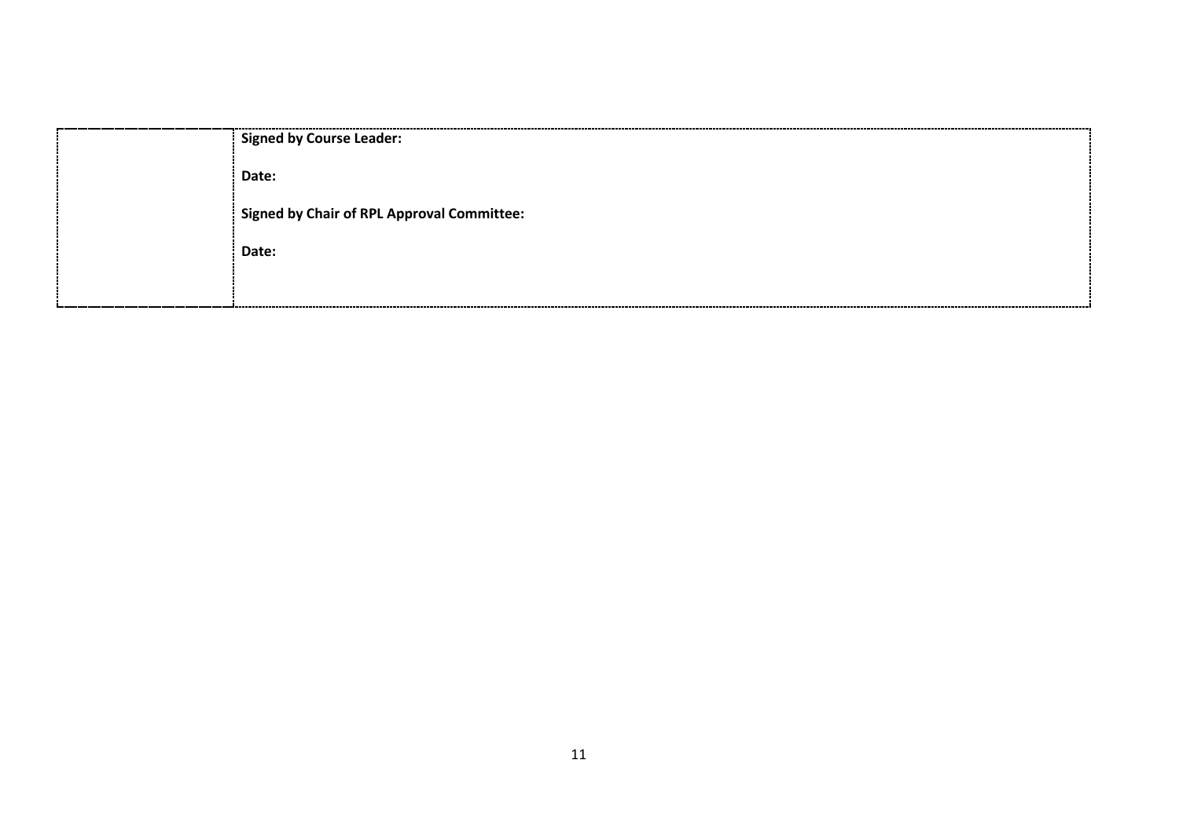| | |
|---|---|
| | **Signed by Course Leader:**<br><br>**Date:**<br><br>**Signed by Chair of RPL Approval Committee:**<br><br>**Date:** |